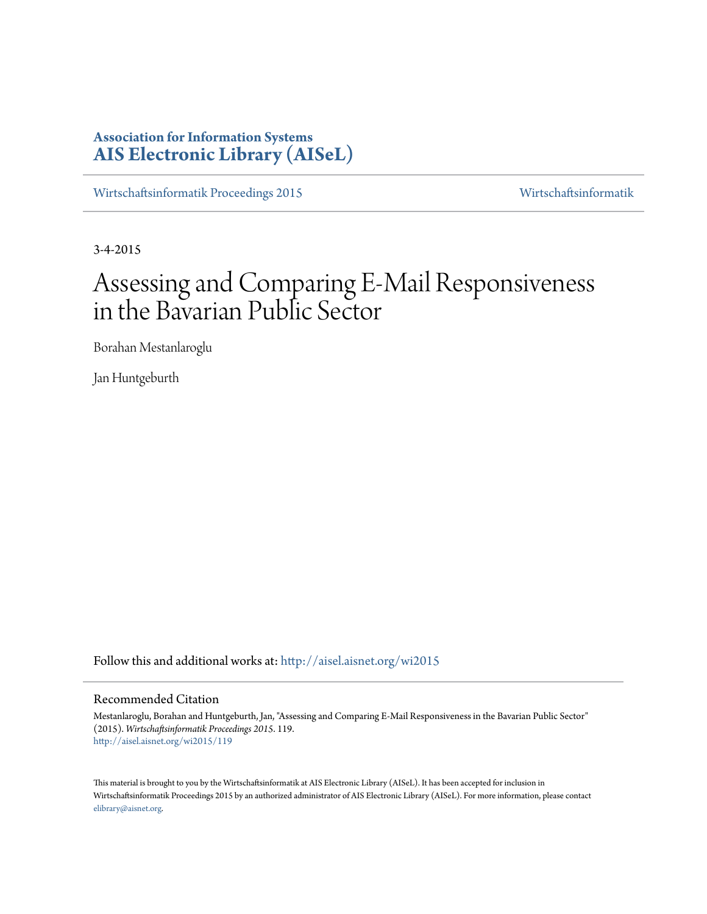**Association for Information Systems**
**AIS Electronic Library (AISeL)**

Wirtschaftsinformatik Proceedings 2015 | Wirtschaftsinformatik

3-4-2015

# Assessing and Comparing E-Mail Responsiveness in the Bavarian Public Sector

Borahan Mestanlaroglu

Jan Huntgeburth

Follow this and additional works at: http://aisel.aisnet.org/wi2015

## Recommended Citation

Mestanlaroglu, Borahan and Huntgeburth, Jan, "Assessing and Comparing E-Mail Responsiveness in the Bavarian Public Sector" (2015). *Wirtschaftsinformatik Proceedings 2015*. 119.
http://aisel.aisnet.org/wi2015/119

This material is brought to you by the Wirtschaftsinformatik at AIS Electronic Library (AISeL). It has been accepted for inclusion in Wirtschaftsinformatik Proceedings 2015 by an authorized administrator of AIS Electronic Library (AISeL). For more information, please contact elibrary@aisnet.org.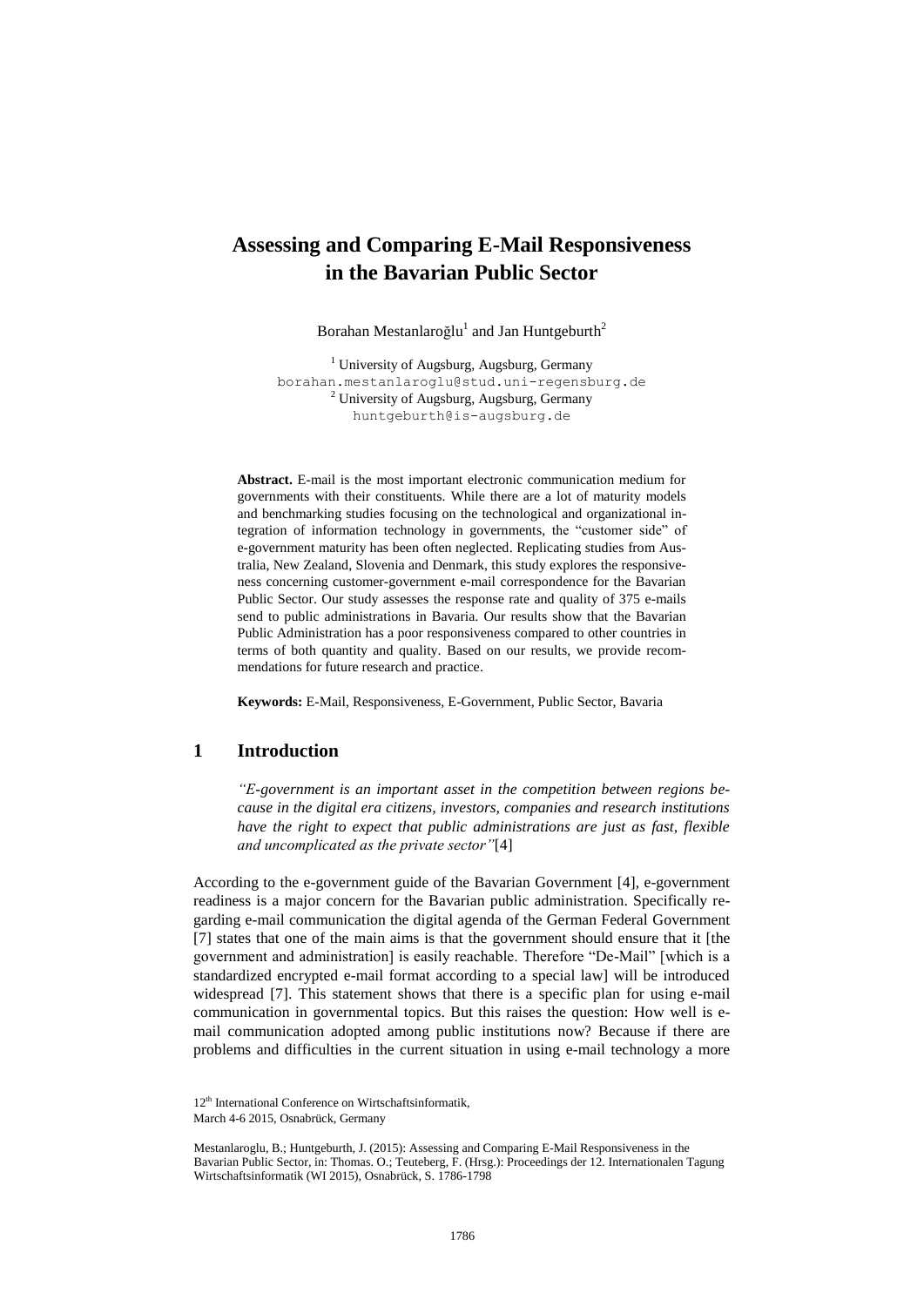# Assessing and Comparing E-Mail Responsiveness in the Bavarian Public Sector

Borahan Mestanlaroğlu[1] and Jan Huntgeburth[2]

[1] University of Augsburg, Augsburg, Germany
borahan.mestanlaroglu@stud.uni-regensburg.de
[2] University of Augsburg, Augsburg, Germany
huntgeburth@is-augsburg.de

**Abstract.** E-mail is the most important electronic communication medium for governments with their constituents. While there are a lot of maturity models and benchmarking studies focusing on the technological and organizational integration of information technology in governments, the "customer side" of e-government maturity has been often neglected. Replicating studies from Australia, New Zealand, Slovenia and Denmark, this study explores the responsiveness concerning customer-government e-mail correspondence for the Bavarian Public Sector. Our study assesses the response rate and quality of 375 e-mails send to public administrations in Bavaria. Our results show that the Bavarian Public Administration has a poor responsiveness compared to other countries in terms of both quantity and quality. Based on our results, we provide recommendations for future research and practice.

**Keywords:** E-Mail, Responsiveness, E-Government, Public Sector, Bavaria

## 1 Introduction

*"E-government is an important asset in the competition between regions because in the digital era citizens, investors, companies and research institutions have the right to expect that public administrations are just as fast, flexible and uncomplicated as the private sector"*[4]

According to the e-government guide of the Bavarian Government [4], e-government readiness is a major concern for the Bavarian public administration. Specifically regarding e-mail communication the digital agenda of the German Federal Government [7] states that one of the main aims is that the government should ensure that it [the government and administration] is easily reachable. Therefore "De-Mail" [which is a standardized encrypted e-mail format according to a special law] will be introduced widespread [7]. This statement shows that there is a specific plan for using e-mail communication in governmental topics. But this raises the question: How well is e-mail communication adopted among public institutions now? Because if there are problems and difficulties in the current situation in using e-mail technology a more

12th International Conference on Wirtschaftsinformatik,
March 4-6 2015, Osnabrück, Germany

Mestanlaroglu, B.; Huntgeburth, J. (2015): Assessing and Comparing E-Mail Responsiveness in the Bavarian Public Sector, in: Thomas. O.; Teuteberg, F. (Hrsg.): Proceedings der 12. Internationalen Tagung Wirtschaftsinformatik (WI 2015), Osnabrück, S. 1786-1798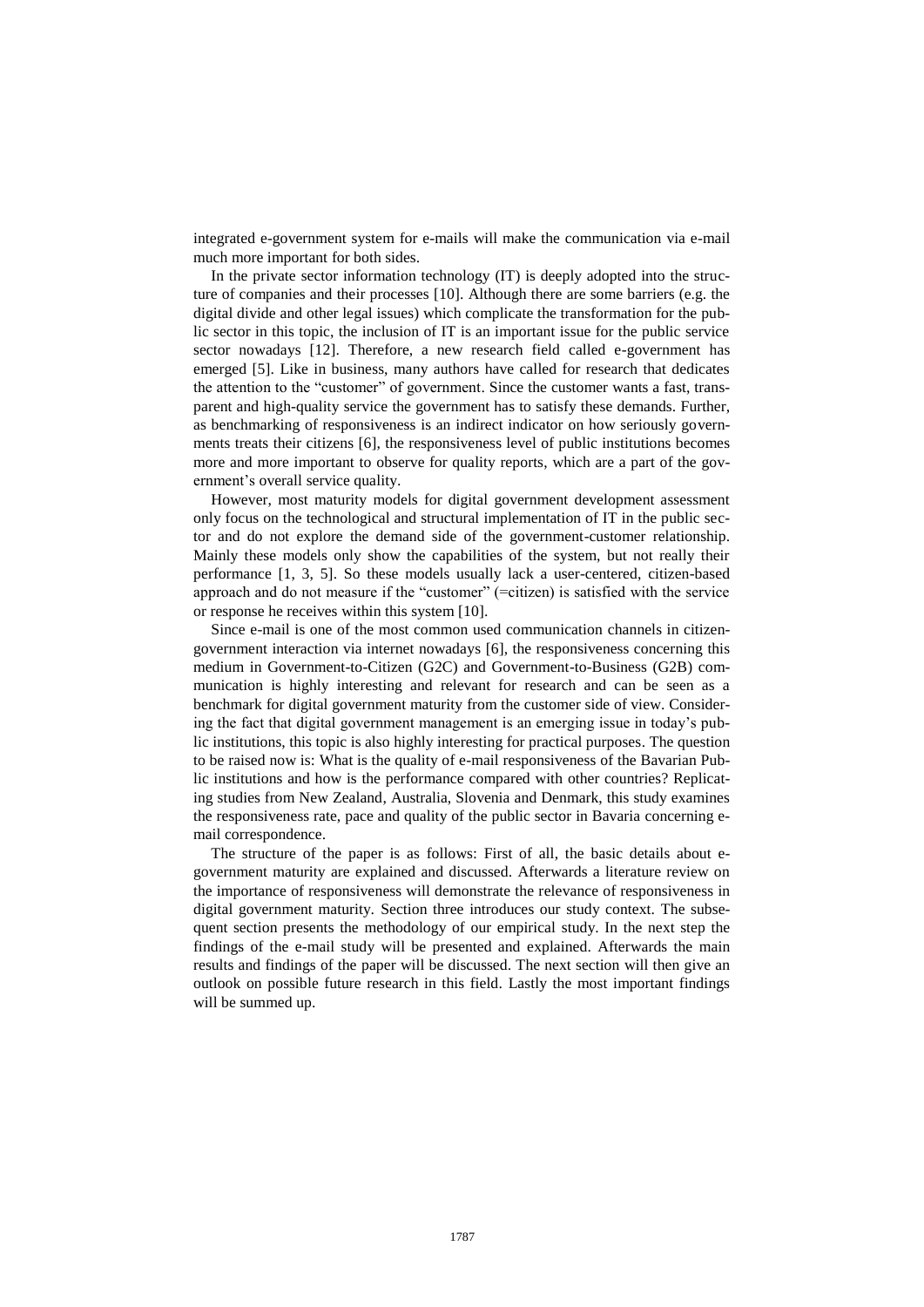integrated e-government system for e-mails will make the communication via e-mail much more important for both sides.

In the private sector information technology (IT) is deeply adopted into the structure of companies and their processes [10]. Although there are some barriers (e.g. the digital divide and other legal issues) which complicate the transformation for the public sector in this topic, the inclusion of IT is an important issue for the public service sector nowadays [12]. Therefore, a new research field called e-government has emerged [5]. Like in business, many authors have called for research that dedicates the attention to the "customer" of government. Since the customer wants a fast, transparent and high-quality service the government has to satisfy these demands. Further, as benchmarking of responsiveness is an indirect indicator on how seriously governments treats their citizens [6], the responsiveness level of public institutions becomes more and more important to observe for quality reports, which are a part of the government's overall service quality.

However, most maturity models for digital government development assessment only focus on the technological and structural implementation of IT in the public sector and do not explore the demand side of the government-customer relationship. Mainly these models only show the capabilities of the system, but not really their performance [1, 3, 5]. So these models usually lack a user-centered, citizen-based approach and do not measure if the "customer" (=citizen) is satisfied with the service or response he receives within this system [10].

Since e-mail is one of the most common used communication channels in citizen-government interaction via internet nowadays [6], the responsiveness concerning this medium in Government-to-Citizen (G2C) and Government-to-Business (G2B) communication is highly interesting and relevant for research and can be seen as a benchmark for digital government maturity from the customer side of view. Considering the fact that digital government management is an emerging issue in today's public institutions, this topic is also highly interesting for practical purposes. The question to be raised now is: What is the quality of e-mail responsiveness of the Bavarian Public institutions and how is the performance compared with other countries? Replicating studies from New Zealand, Australia, Slovenia and Denmark, this study examines the responsiveness rate, pace and quality of the public sector in Bavaria concerning e-mail correspondence.

The structure of the paper is as follows: First of all, the basic details about e-government maturity are explained and discussed. Afterwards a literature review on the importance of responsiveness will demonstrate the relevance of responsiveness in digital government maturity. Section three introduces our study context. The subsequent section presents the methodology of our empirical study. In the next step the findings of the e-mail study will be presented and explained. Afterwards the main results and findings of the paper will be discussed. The next section will then give an outlook on possible future research in this field. Lastly the most important findings will be summed up.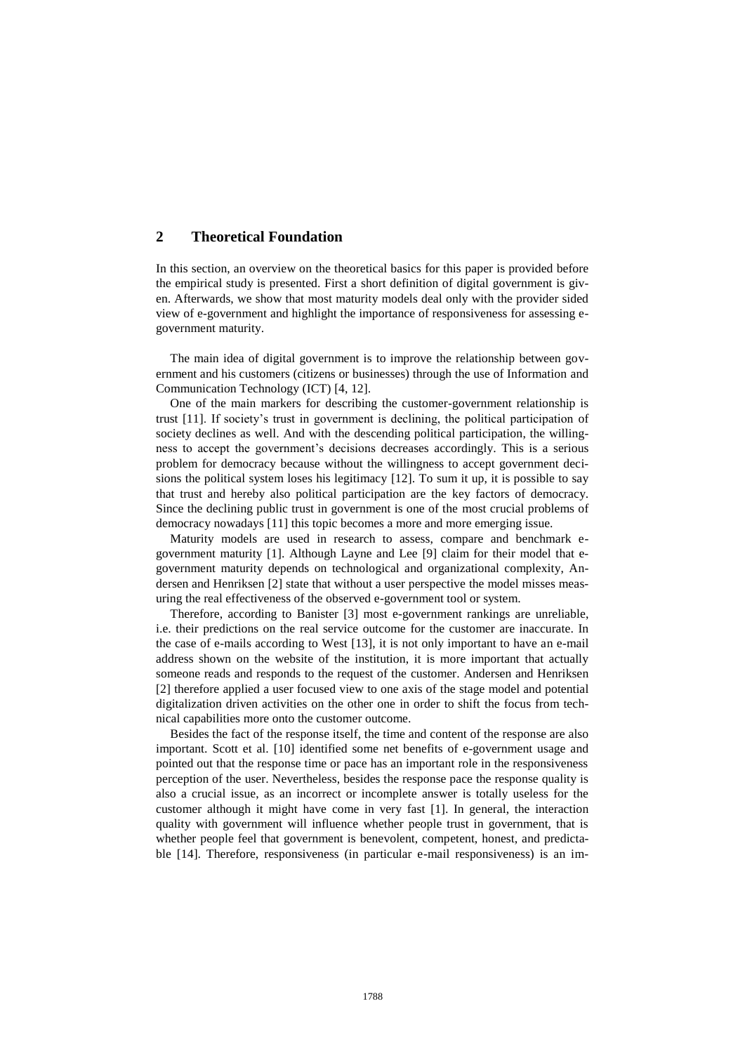## 2 Theoretical Foundation

In this section, an overview on the theoretical basics for this paper is provided before the empirical study is presented. First a short definition of digital government is given. Afterwards, we show that most maturity models deal only with the provider sided view of e-government and highlight the importance of responsiveness for assessing e-government maturity.

The main idea of digital government is to improve the relationship between government and his customers (citizens or businesses) through the use of Information and Communication Technology (ICT) [4, 12].

One of the main markers for describing the customer-government relationship is trust [11]. If society's trust in government is declining, the political participation of society declines as well. And with the descending political participation, the willingness to accept the government's decisions decreases accordingly. This is a serious problem for democracy because without the willingness to accept government decisions the political system loses his legitimacy [12]. To sum it up, it is possible to say that trust and hereby also political participation are the key factors of democracy. Since the declining public trust in government is one of the most crucial problems of democracy nowadays [11] this topic becomes a more and more emerging issue.

Maturity models are used in research to assess, compare and benchmark e-government maturity [1]. Although Layne and Lee [9] claim for their model that e-government maturity depends on technological and organizational complexity, Andersen and Henriksen [2] state that without a user perspective the model misses measuring the real effectiveness of the observed e-government tool or system.

Therefore, according to Banister [3] most e-government rankings are unreliable, i.e. their predictions on the real service outcome for the customer are inaccurate. In the case of e-mails according to West [13], it is not only important to have an e-mail address shown on the website of the institution, it is more important that actually someone reads and responds to the request of the customer. Andersen and Henriksen [2] therefore applied a user focused view to one axis of the stage model and potential digitalization driven activities on the other one in order to shift the focus from technical capabilities more onto the customer outcome.

Besides the fact of the response itself, the time and content of the response are also important. Scott et al. [10] identified some net benefits of e-government usage and pointed out that the response time or pace has an important role in the responsiveness perception of the user. Nevertheless, besides the response pace the response quality is also a crucial issue, as an incorrect or incomplete answer is totally useless for the customer although it might have come in very fast [1]. In general, the interaction quality with government will influence whether people trust in government, that is whether people feel that government is benevolent, competent, honest, and predictable [14]. Therefore, responsiveness (in particular e-mail responsiveness) is an im-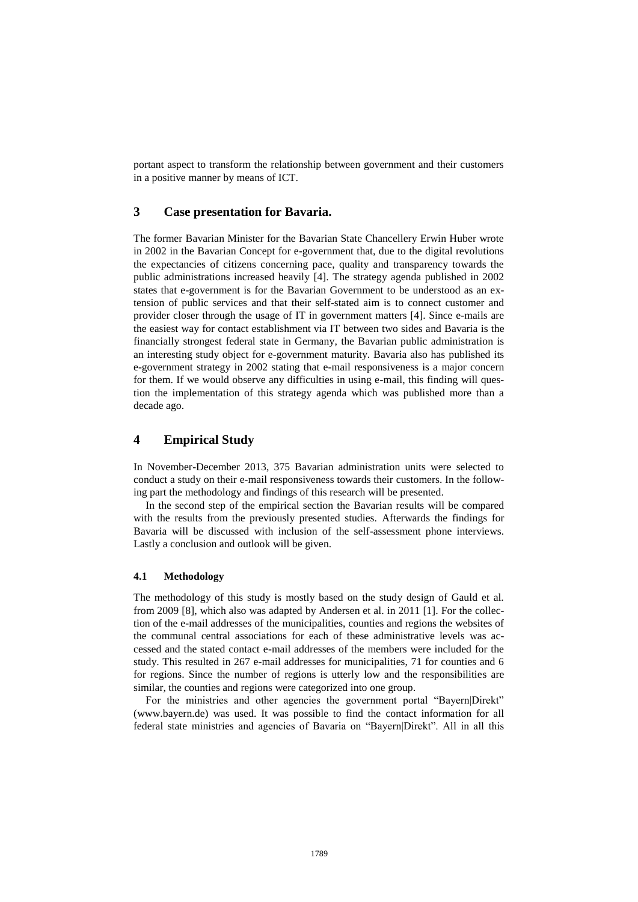portant aspect to transform the relationship between government and their customers in a positive manner by means of ICT.

## 3 Case presentation for Bavaria.

The former Bavarian Minister for the Bavarian State Chancellery Erwin Huber wrote in 2002 in the Bavarian Concept for e-government that, due to the digital revolutions the expectancies of citizens concerning pace, quality and transparency towards the public administrations increased heavily [4]. The strategy agenda published in 2002 states that e-government is for the Bavarian Government to be understood as an extension of public services and that their self-stated aim is to connect customer and provider closer through the usage of IT in government matters [4]. Since e-mails are the easiest way for contact establishment via IT between two sides and Bavaria is the financially strongest federal state in Germany, the Bavarian public administration is an interesting study object for e-government maturity. Bavaria also has published its e-government strategy in 2002 stating that e-mail responsiveness is a major concern for them. If we would observe any difficulties in using e-mail, this finding will question the implementation of this strategy agenda which was published more than a decade ago.

## 4 Empirical Study

In November-December 2013, 375 Bavarian administration units were selected to conduct a study on their e-mail responsiveness towards their customers. In the following part the methodology and findings of this research will be presented.

In the second step of the empirical section the Bavarian results will be compared with the results from the previously presented studies. Afterwards the findings for Bavaria will be discussed with inclusion of the self-assessment phone interviews. Lastly a conclusion and outlook will be given.

### 4.1 Methodology

The methodology of this study is mostly based on the study design of Gauld et al. from 2009 [8], which also was adapted by Andersen et al. in 2011 [1]. For the collection of the e-mail addresses of the municipalities, counties and regions the websites of the communal central associations for each of these administrative levels was accessed and the stated contact e-mail addresses of the members were included for the study. This resulted in 267 e-mail addresses for municipalities, 71 for counties and 6 for regions. Since the number of regions is utterly low and the responsibilities are similar, the counties and regions were categorized into one group.

For the ministries and other agencies the government portal "Bayern|Direkt" (www.bayern.de) was used. It was possible to find the contact information for all federal state ministries and agencies of Bavaria on "Bayern|Direkt". All in all this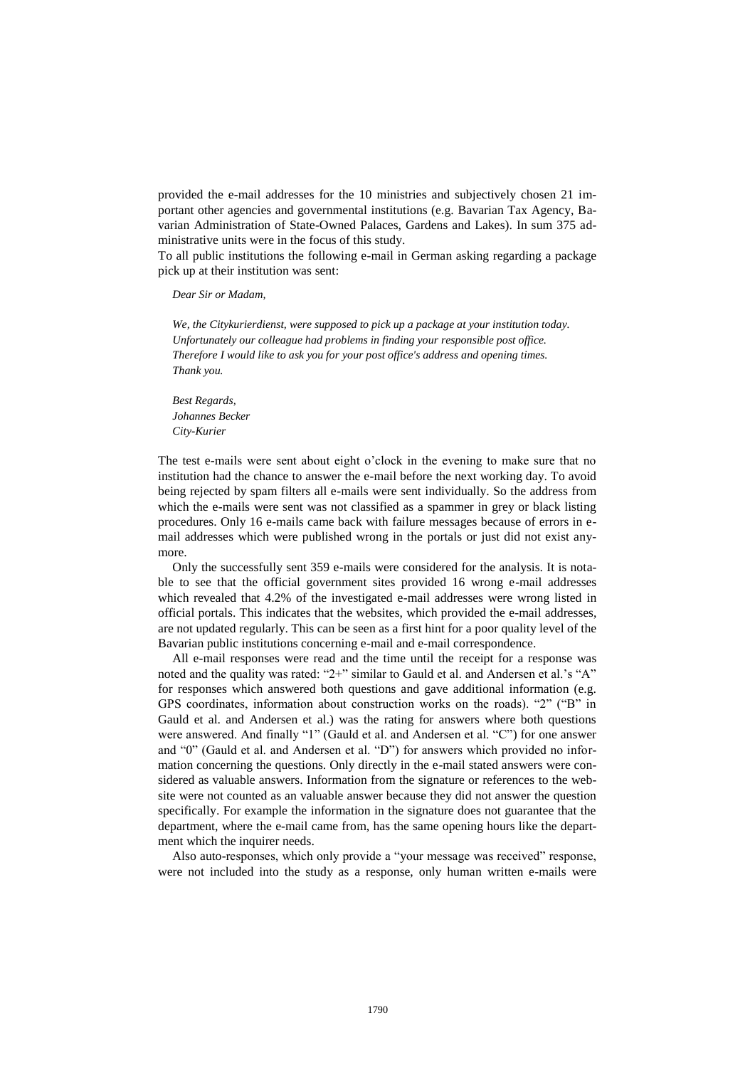provided the e-mail addresses for the 10 ministries and subjectively chosen 21 important other agencies and governmental institutions (e.g. Bavarian Tax Agency, Bavarian Administration of State-Owned Palaces, Gardens and Lakes). In sum 375 administrative units were in the focus of this study.

To all public institutions the following e-mail in German asking regarding a package pick up at their institution was sent:

> *Dear Sir or Madam,*
>
> *We, the Citykurierdienst, were supposed to pick up a package at your institution today. Unfortunately our colleague had problems in finding your responsible post office. Therefore I would like to ask you for your post office's address and opening times. Thank you.*
>
> *Best Regards,*
> *Johannes Becker*
> *City-Kurier*

The test e-mails were sent about eight o'clock in the evening to make sure that no institution had the chance to answer the e-mail before the next working day. To avoid being rejected by spam filters all e-mails were sent individually. So the address from which the e-mails were sent was not classified as a spammer in grey or black listing procedures. Only 16 e-mails came back with failure messages because of errors in e-mail addresses which were published wrong in the portals or just did not exist anymore.

Only the successfully sent 359 e-mails were considered for the analysis. It is notable to see that the official government sites provided 16 wrong e-mail addresses which revealed that 4.2% of the investigated e-mail addresses were wrong listed in official portals. This indicates that the websites, which provided the e-mail addresses, are not updated regularly. This can be seen as a first hint for a poor quality level of the Bavarian public institutions concerning e-mail and e-mail correspondence.

All e-mail responses were read and the time until the receipt for a response was noted and the quality was rated: "2+" similar to Gauld et al. and Andersen et al.'s "A" for responses which answered both questions and gave additional information (e.g. GPS coordinates, information about construction works on the roads). "2" ("B" in Gauld et al. and Andersen et al.) was the rating for answers where both questions were answered. And finally "1" (Gauld et al. and Andersen et al. "C") for one answer and "0" (Gauld et al. and Andersen et al. "D") for answers which provided no information concerning the questions. Only directly in the e-mail stated answers were considered as valuable answers. Information from the signature or references to the website were not counted as an valuable answer because they did not answer the question specifically. For example the information in the signature does not guarantee that the department, where the e-mail came from, has the same opening hours like the department which the inquirer needs.

Also auto-responses, which only provide a "your message was received" response, were not included into the study as a response, only human written e-mails were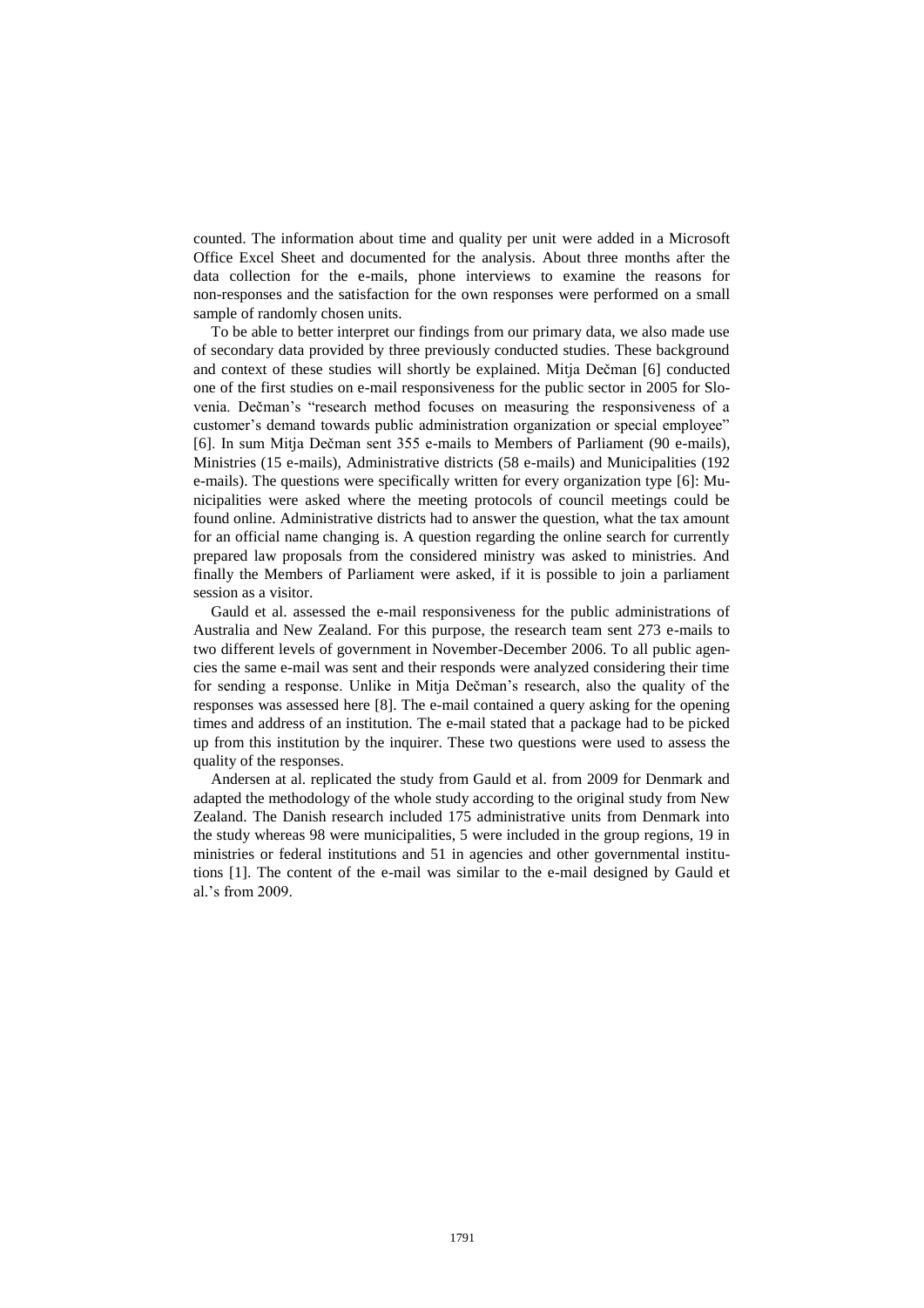counted. The information about time and quality per unit were added in a Microsoft Office Excel Sheet and documented for the analysis. About three months after the data collection for the e-mails, phone interviews to examine the reasons for non-responses and the satisfaction for the own responses were performed on a small sample of randomly chosen units.

To be able to better interpret our findings from our primary data, we also made use of secondary data provided by three previously conducted studies. These background and context of these studies will shortly be explained. Mitja Dečman [6] conducted one of the first studies on e-mail responsiveness for the public sector in 2005 for Slovenia. Dečman's "research method focuses on measuring the responsiveness of a customer's demand towards public administration organization or special employee" [6]. In sum Mitja Dečman sent 355 e-mails to Members of Parliament (90 e-mails), Ministries (15 e-mails), Administrative districts (58 e-mails) and Municipalities (192 e-mails). The questions were specifically written for every organization type [6]: Municipalities were asked where the meeting protocols of council meetings could be found online. Administrative districts had to answer the question, what the tax amount for an official name changing is. A question regarding the online search for currently prepared law proposals from the considered ministry was asked to ministries. And finally the Members of Parliament were asked, if it is possible to join a parliament session as a visitor.

Gauld et al. assessed the e-mail responsiveness for the public administrations of Australia and New Zealand. For this purpose, the research team sent 273 e-mails to two different levels of government in November-December 2006. To all public agencies the same e-mail was sent and their responds were analyzed considering their time for sending a response. Unlike in Mitja Dečman's research, also the quality of the responses was assessed here [8]. The e-mail contained a query asking for the opening times and address of an institution. The e-mail stated that a package had to be picked up from this institution by the inquirer. These two questions were used to assess the quality of the responses.

Andersen at al. replicated the study from Gauld et al. from 2009 for Denmark and adapted the methodology of the whole study according to the original study from New Zealand. The Danish research included 175 administrative units from Denmark into the study whereas 98 were municipalities, 5 were included in the group regions, 19 in ministries or federal institutions and 51 in agencies and other governmental institutions [1]. The content of the e-mail was similar to the e-mail designed by Gauld et al.'s from 2009.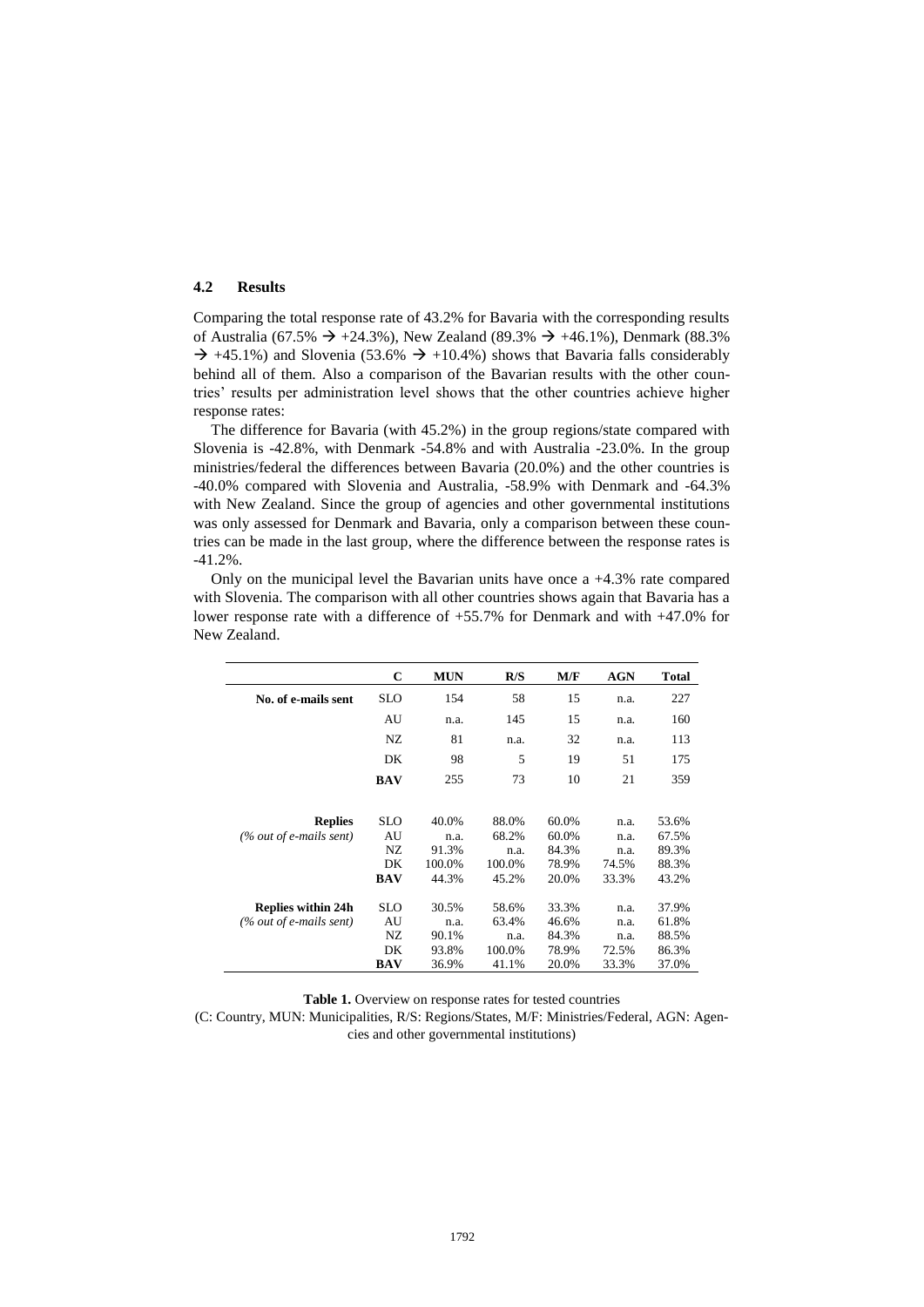### 4.2 Results

Comparing the total response rate of 43.2% for Bavaria with the corresponding results of Australia (67.5% → +24.3%), New Zealand (89.3% → +46.1%), Denmark (88.3% → +45.1%) and Slovenia (53.6% → +10.4%) shows that Bavaria falls considerably behind all of them. Also a comparison of the Bavarian results with the other countries' results per administration level shows that the other countries achieve higher response rates:

The difference for Bavaria (with 45.2%) in the group regions/state compared with Slovenia is -42.8%, with Denmark -54.8% and with Australia -23.0%. In the group ministries/federal the differences between Bavaria (20.0%) and the other countries is -40.0% compared with Slovenia and Australia, -58.9% with Denmark and -64.3% with New Zealand. Since the group of agencies and other governmental institutions was only assessed for Denmark and Bavaria, only a comparison between these countries can be made in the last group, where the difference between the response rates is -41.2%.

Only on the municipal level the Bavarian units have once a +4.3% rate compared with Slovenia. The comparison with all other countries shows again that Bavaria has a lower response rate with a difference of +55.7% for Denmark and with +47.0% for New Zealand.

| | C | MUN | R/S | M/F | AGN | Total |
|---|---|---|---|---|---|---|
| **No. of e-mails sent** | SLO | 154 | 58 | 15 | n.a. | 227 |
| | AU | n.a. | 145 | 15 | n.a. | 160 |
| | NZ | 81 | n.a. | 32 | n.a. | 113 |
| | DK | 98 | 5 | 19 | 51 | 175 |
| | **BAV** | 255 | 73 | 10 | 21 | 359 |
| **Replies** *(% out of e-mails sent)* | SLO | 40.0% | 88.0% | 60.0% | n.a. | 53.6% |
| | AU | n.a. | 68.2% | 60.0% | n.a. | 67.5% |
| | NZ | 91.3% | n.a. | 84.3% | n.a. | 89.3% |
| | DK | 100.0% | 100.0% | 78.9% | 74.5% | 88.3% |
| | **BAV** | 44.3% | 45.2% | 20.0% | 33.3% | 43.2% |
| **Replies within 24h** *(% out of e-mails sent)* | SLO | 30.5% | 58.6% | 33.3% | n.a. | 37.9% |
| | AU | n.a. | 63.4% | 46.6% | n.a. | 61.8% |
| | NZ | 90.1% | n.a. | 84.3% | n.a. | 88.5% |
| | DK | 93.8% | 100.0% | 78.9% | 72.5% | 86.3% |
| | **BAV** | 36.9% | 41.1% | 20.0% | 33.3% | 37.0% |

**Table 1.** Overview on response rates for tested countries
(C: Country, MUN: Municipalities, R/S: Regions/States, M/F: Ministries/Federal, AGN: Agencies and other governmental institutions)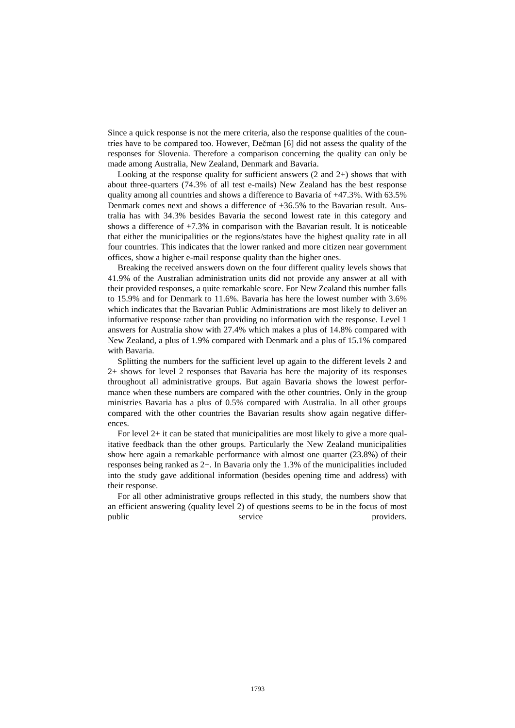Since a quick response is not the mere criteria, also the response qualities of the countries have to be compared too. However, Dečman [6] did not assess the quality of the responses for Slovenia. Therefore a comparison concerning the quality can only be made among Australia, New Zealand, Denmark and Bavaria.

Looking at the response quality for sufficient answers (2 and 2+) shows that with about three-quarters (74.3% of all test e-mails) New Zealand has the best response quality among all countries and shows a difference to Bavaria of +47.3%. With 63.5% Denmark comes next and shows a difference of +36.5% to the Bavarian result. Australia has with 34.3% besides Bavaria the second lowest rate in this category and shows a difference of +7.3% in comparison with the Bavarian result. It is noticeable that either the municipalities or the regions/states have the highest quality rate in all four countries. This indicates that the lower ranked and more citizen near government offices, show a higher e-mail response quality than the higher ones.

Breaking the received answers down on the four different quality levels shows that 41.9% of the Australian administration units did not provide any answer at all with their provided responses, a quite remarkable score. For New Zealand this number falls to 15.9% and for Denmark to 11.6%. Bavaria has here the lowest number with 3.6% which indicates that the Bavarian Public Administrations are most likely to deliver an informative response rather than providing no information with the response. Level 1 answers for Australia show with 27.4% which makes a plus of 14.8% compared with New Zealand, a plus of 1.9% compared with Denmark and a plus of 15.1% compared with Bavaria.

Splitting the numbers for the sufficient level up again to the different levels 2 and 2+ shows for level 2 responses that Bavaria has here the majority of its responses throughout all administrative groups. But again Bavaria shows the lowest performance when these numbers are compared with the other countries. Only in the group ministries Bavaria has a plus of 0.5% compared with Australia. In all other groups compared with the other countries the Bavarian results show again negative differences.

For level 2+ it can be stated that municipalities are most likely to give a more qualitative feedback than the other groups. Particularly the New Zealand municipalities show here again a remarkable performance with almost one quarter (23.8%) of their responses being ranked as 2+. In Bavaria only the 1.3% of the municipalities included into the study gave additional information (besides opening time and address) with their response.

For all other administrative groups reflected in this study, the numbers show that an efficient answering (quality level 2) of questions seems to be in the focus of most public service providers.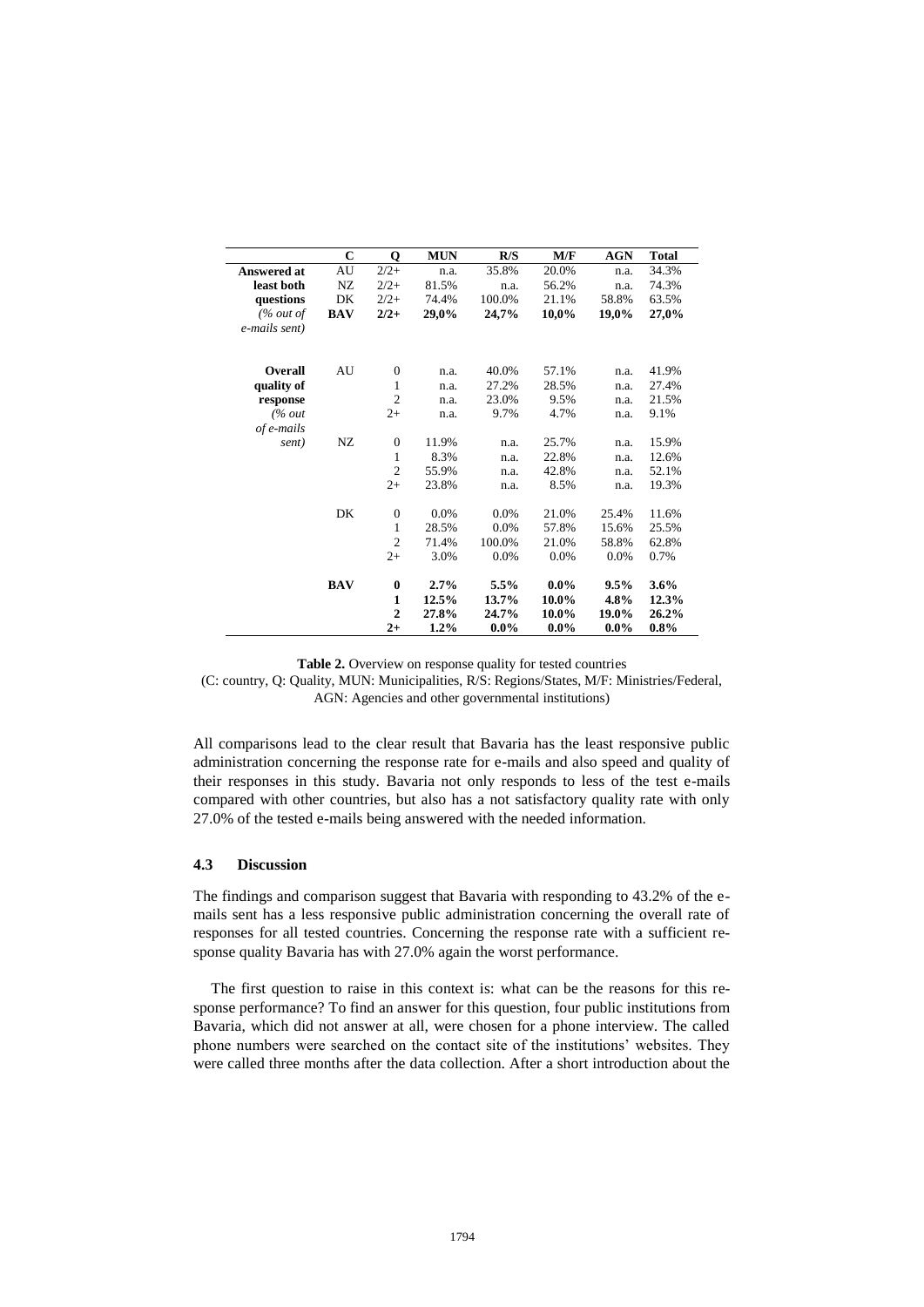| | C | Q | MUN | R/S | M/F | AGN | Total |
|---|---|---|---|---|---|---|---|
| **Answered at least both questions** *(% out of e-mails sent)* | AU | 2/2+ | n.a. | 35.8% | 20.0% | n.a. | 34.3% |
| | NZ | 2/2+ | 81.5% | n.a. | 56.2% | n.a. | 74.3% |
| | DK | 2/2+ | 74.4% | 100.0% | 21.1% | 58.8% | 63.5% |
| | **BAV** | **2/2+** | **29,0%** | **24,7%** | **10,0%** | **19,0%** | **27,0%** |
| **Overall quality of response** *(% out of e-mails sent)* | AU | 0 | n.a. | 40.0% | 57.1% | n.a. | 41.9% |
| | | 1 | n.a. | 27.2% | 28.5% | n.a. | 27.4% |
| | | 2 | n.a. | 23.0% | 9.5% | n.a. | 21.5% |
| | | 2+ | n.a. | 9.7% | 4.7% | n.a. | 9.1% |
| | NZ | 0 | 11.9% | n.a. | 25.7% | n.a. | 15.9% |
| | | 1 | 8.3% | n.a. | 22.8% | n.a. | 12.6% |
| | | 2 | 55.9% | n.a. | 42.8% | n.a. | 52.1% |
| | | 2+ | 23.8% | n.a. | 8.5% | n.a. | 19.3% |
| | DK | 0 | 0.0% | 0.0% | 21.0% | 25.4% | 11.6% |
| | | 1 | 28.5% | 0.0% | 57.8% | 15.6% | 25.5% |
| | | 2 | 71.4% | 100.0% | 21.0% | 58.8% | 62.8% |
| | | 2+ | 3.0% | 0.0% | 0.0% | 0.0% | 0.7% |
| | **BAV** | **0** | **2.7%** | **5.5%** | **0.0%** | **9.5%** | **3.6%** |
| | | **1** | **12.5%** | **13.7%** | **10.0%** | **4.8%** | **12.3%** |
| | | **2** | **27.8%** | **24.7%** | **10.0%** | **19.0%** | **26.2%** |
| | | **2+** | **1.2%** | **0.0%** | **0.0%** | **0.0%** | **0.8%** |

**Table 2.** Overview on response quality for tested countries
(C: country, Q: Quality, MUN: Municipalities, R/S: Regions/States, M/F: Ministries/Federal, AGN: Agencies and other governmental institutions)

All comparisons lead to the clear result that Bavaria has the least responsive public administration concerning the response rate for e-mails and also speed and quality of their responses in this study. Bavaria not only responds to less of the test e-mails compared with other countries, but also has a not satisfactory quality rate with only 27.0% of the tested e-mails being answered with the needed information.

### 4.3 Discussion

The findings and comparison suggest that Bavaria with responding to 43.2% of the e-mails sent has a less responsive public administration concerning the overall rate of responses for all tested countries. Concerning the response rate with a sufficient response quality Bavaria has with 27.0% again the worst performance.

The first question to raise in this context is: what can be the reasons for this response performance? To find an answer for this question, four public institutions from Bavaria, which did not answer at all, were chosen for a phone interview. The called phone numbers were searched on the contact site of the institutions' websites. They were called three months after the data collection. After a short introduction about the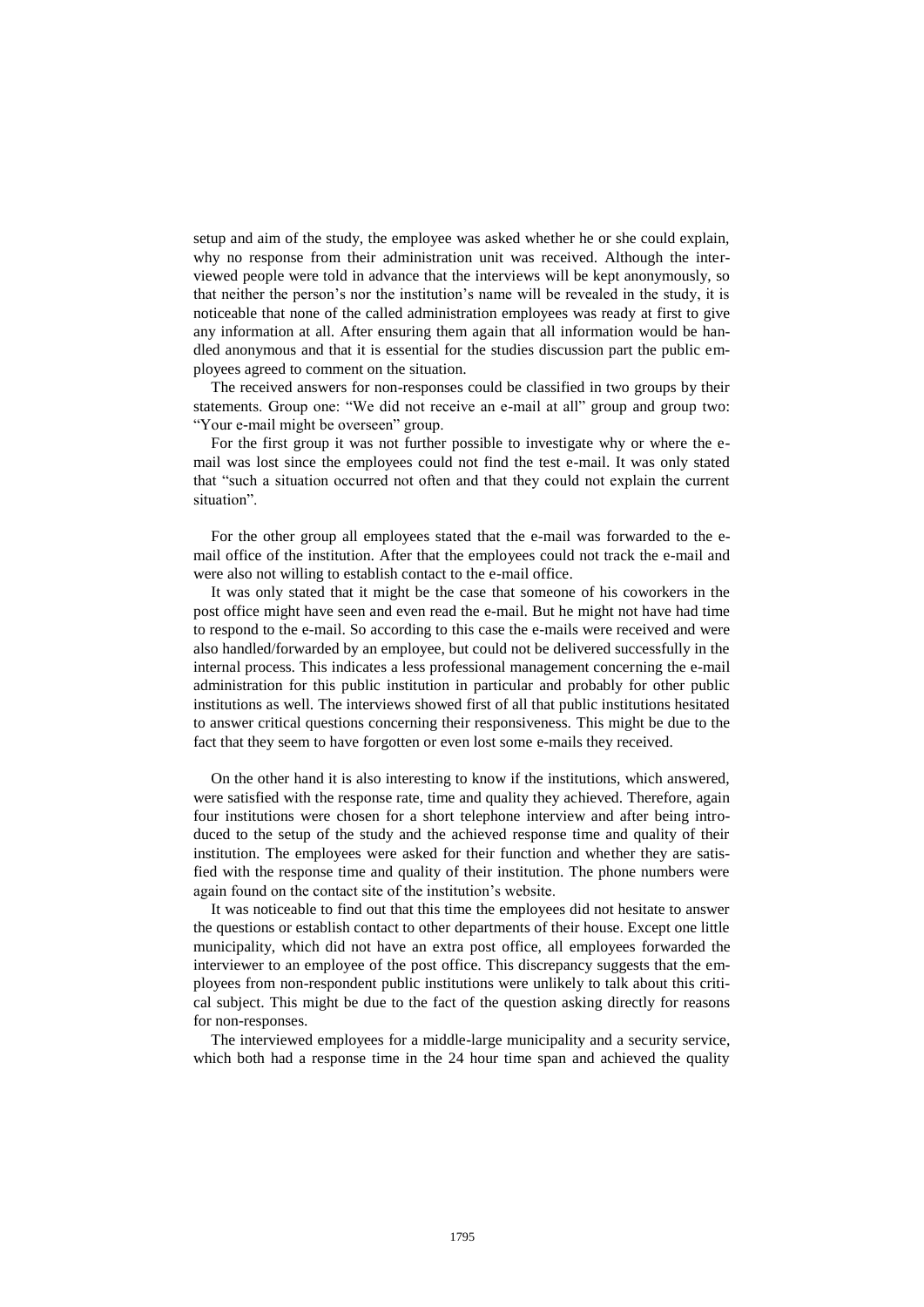setup and aim of the study, the employee was asked whether he or she could explain, why no response from their administration unit was received. Although the interviewed people were told in advance that the interviews will be kept anonymously, so that neither the person's nor the institution's name will be revealed in the study, it is noticeable that none of the called administration employees was ready at first to give any information at all. After ensuring them again that all information would be handled anonymous and that it is essential for the studies discussion part the public employees agreed to comment on the situation.

The received answers for non-responses could be classified in two groups by their statements. Group one: "We did not receive an e-mail at all" group and group two: "Your e-mail might be overseen" group.

For the first group it was not further possible to investigate why or where the e-mail was lost since the employees could not find the test e-mail. It was only stated that "such a situation occurred not often and that they could not explain the current situation".

For the other group all employees stated that the e-mail was forwarded to the e-mail office of the institution. After that the employees could not track the e-mail and were also not willing to establish contact to the e-mail office.

It was only stated that it might be the case that someone of his coworkers in the post office might have seen and even read the e-mail. But he might not have had time to respond to the e-mail. So according to this case the e-mails were received and were also handled/forwarded by an employee, but could not be delivered successfully in the internal process. This indicates a less professional management concerning the e-mail administration for this public institution in particular and probably for other public institutions as well. The interviews showed first of all that public institutions hesitated to answer critical questions concerning their responsiveness. This might be due to the fact that they seem to have forgotten or even lost some e-mails they received.

On the other hand it is also interesting to know if the institutions, which answered, were satisfied with the response rate, time and quality they achieved. Therefore, again four institutions were chosen for a short telephone interview and after being introduced to the setup of the study and the achieved response time and quality of their institution. The employees were asked for their function and whether they are satisfied with the response time and quality of their institution. The phone numbers were again found on the contact site of the institution's website.

It was noticeable to find out that this time the employees did not hesitate to answer the questions or establish contact to other departments of their house. Except one little municipality, which did not have an extra post office, all employees forwarded the interviewer to an employee of the post office. This discrepancy suggests that the employees from non-respondent public institutions were unlikely to talk about this critical subject. This might be due to the fact of the question asking directly for reasons for non-responses.

The interviewed employees for a middle-large municipality and a security service, which both had a response time in the 24 hour time span and achieved the quality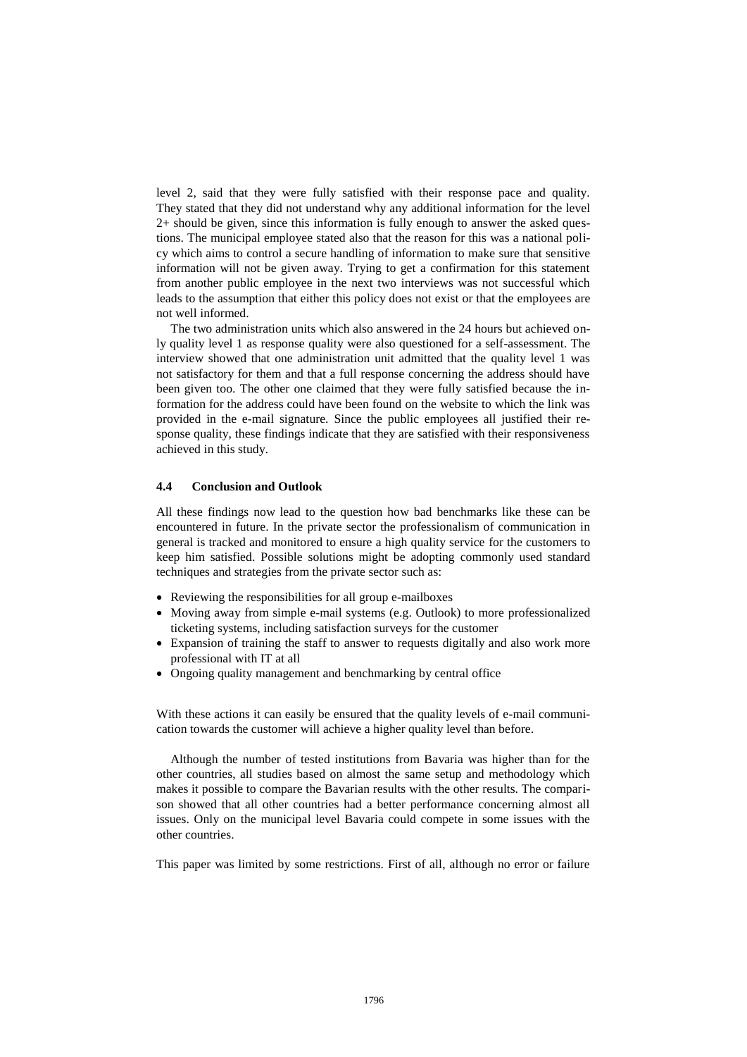level 2, said that they were fully satisfied with their response pace and quality. They stated that they did not understand why any additional information for the level 2+ should be given, since this information is fully enough to answer the asked questions. The municipal employee stated also that the reason for this was a national policy which aims to control a secure handling of information to make sure that sensitive information will not be given away. Trying to get a confirmation for this statement from another public employee in the next two interviews was not successful which leads to the assumption that either this policy does not exist or that the employees are not well informed.

The two administration units which also answered in the 24 hours but achieved only quality level 1 as response quality were also questioned for a self-assessment. The interview showed that one administration unit admitted that the quality level 1 was not satisfactory for them and that a full response concerning the address should have been given too. The other one claimed that they were fully satisfied because the information for the address could have been found on the website to which the link was provided in the e-mail signature. Since the public employees all justified their response quality, these findings indicate that they are satisfied with their responsiveness achieved in this study.

### 4.4 Conclusion and Outlook

All these findings now lead to the question how bad benchmarks like these can be encountered in future. In the private sector the professionalism of communication in general is tracked and monitored to ensure a high quality service for the customers to keep him satisfied. Possible solutions might be adopting commonly used standard techniques and strategies from the private sector such as:

- Reviewing the responsibilities for all group e-mailboxes
- Moving away from simple e-mail systems (e.g. Outlook) to more professionalized ticketing systems, including satisfaction surveys for the customer
- Expansion of training the staff to answer to requests digitally and also work more professional with IT at all
- Ongoing quality management and benchmarking by central office

With these actions it can easily be ensured that the quality levels of e-mail communication towards the customer will achieve a higher quality level than before.

Although the number of tested institutions from Bavaria was higher than for the other countries, all studies based on almost the same setup and methodology which makes it possible to compare the Bavarian results with the other results. The comparison showed that all other countries had a better performance concerning almost all issues. Only on the municipal level Bavaria could compete in some issues with the other countries.

This paper was limited by some restrictions. First of all, although no error or failure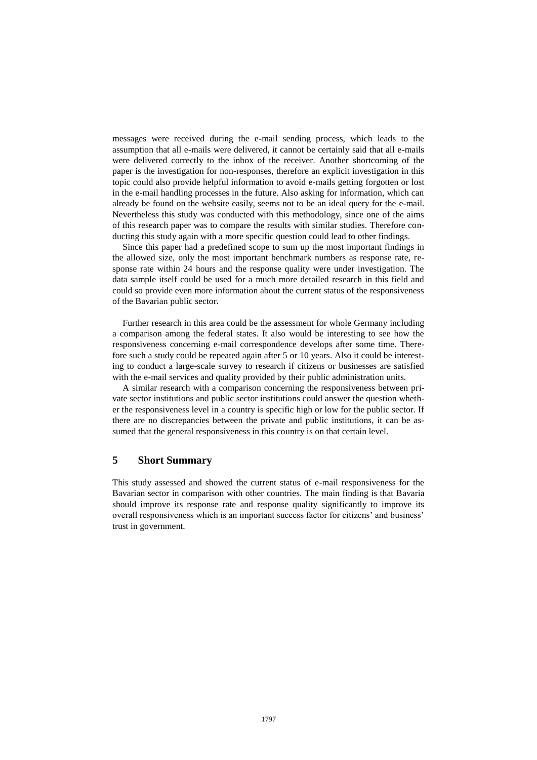messages were received during the e-mail sending process, which leads to the assumption that all e-mails were delivered, it cannot be certainly said that all e-mails were delivered correctly to the inbox of the receiver. Another shortcoming of the paper is the investigation for non-responses, therefore an explicit investigation in this topic could also provide helpful information to avoid e-mails getting forgotten or lost in the e-mail handling processes in the future. Also asking for information, which can already be found on the website easily, seems not to be an ideal query for the e-mail. Nevertheless this study was conducted with this methodology, since one of the aims of this research paper was to compare the results with similar studies. Therefore conducting this study again with a more specific question could lead to other findings.

Since this paper had a predefined scope to sum up the most important findings in the allowed size, only the most important benchmark numbers as response rate, response rate within 24 hours and the response quality were under investigation. The data sample itself could be used for a much more detailed research in this field and could so provide even more information about the current status of the responsiveness of the Bavarian public sector.

Further research in this area could be the assessment for whole Germany including a comparison among the federal states. It also would be interesting to see how the responsiveness concerning e-mail correspondence develops after some time. Therefore such a study could be repeated again after 5 or 10 years. Also it could be interesting to conduct a large-scale survey to research if citizens or businesses are satisfied with the e-mail services and quality provided by their public administration units.

A similar research with a comparison concerning the responsiveness between private sector institutions and public sector institutions could answer the question whether the responsiveness level in a country is specific high or low for the public sector. If there are no discrepancies between the private and public institutions, it can be assumed that the general responsiveness in this country is on that certain level.

## 5 Short Summary

This study assessed and showed the current status of e-mail responsiveness for the Bavarian sector in comparison with other countries. The main finding is that Bavaria should improve its response rate and response quality significantly to improve its overall responsiveness which is an important success factor for citizens' and business' trust in government.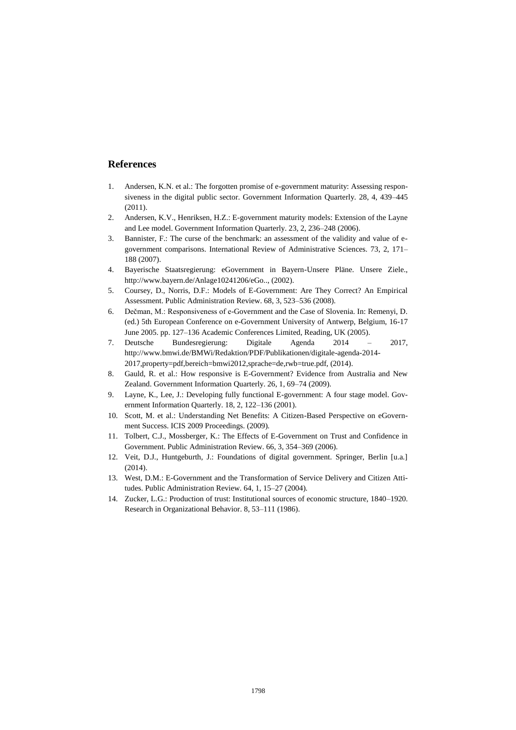## References

1. Andersen, K.N. et al.: The forgotten promise of e-government maturity: Assessing responsiveness in the digital public sector. Government Information Quarterly. 28, 4, 439–445 (2011).
2. Andersen, K.V., Henriksen, H.Z.: E-government maturity models: Extension of the Layne and Lee model. Government Information Quarterly. 23, 2, 236–248 (2006).
3. Bannister, F.: The curse of the benchmark: an assessment of the validity and value of e-government comparisons. International Review of Administrative Sciences. 73, 2, 171–188 (2007).
4. Bayerische Staatsregierung: eGovernment in Bayern-Unsere Pläne. Unsere Ziele., http://www.bayern.de/Anlage10241206/eGo.., (2002).
5. Coursey, D., Norris, D.F.: Models of E-Government: Are They Correct? An Empirical Assessment. Public Administration Review. 68, 3, 523–536 (2008).
6. Dečman, M.: Responsiveness of e-Government and the Case of Slovenia. In: Remenyi, D. (ed.) 5th European Conference on e-Government University of Antwerp, Belgium, 16-17 June 2005. pp. 127–136 Academic Conferences Limited, Reading, UK (2005).
7. Deutsche Bundesregierung: Digitale Agenda 2014 – 2017, http://www.bmwi.de/BMWi/Redaktion/PDF/Publikationen/digitale-agenda-2014-2017,property=pdf,bereich=bmwi2012,sprache=de,rwb=true.pdf, (2014).
8. Gauld, R. et al.: How responsive is E-Government? Evidence from Australia and New Zealand. Government Information Quarterly. 26, 1, 69–74 (2009).
9. Layne, K., Lee, J.: Developing fully functional E-government: A four stage model. Government Information Quarterly. 18, 2, 122–136 (2001).
10. Scott, M. et al.: Understanding Net Benefits: A Citizen-Based Perspective on eGovernment Success. ICIS 2009 Proceedings. (2009).
11. Tolbert, C.J., Mossberger, K.: The Effects of E-Government on Trust and Confidence in Government. Public Administration Review. 66, 3, 354–369 (2006).
12. Veit, D.J., Huntgeburth, J.: Foundations of digital government. Springer, Berlin [u.a.] (2014).
13. West, D.M.: E-Government and the Transformation of Service Delivery and Citizen Attitudes. Public Administration Review. 64, 1, 15–27 (2004).
14. Zucker, L.G.: Production of trust: Institutional sources of economic structure, 1840–1920. Research in Organizational Behavior. 8, 53–111 (1986).